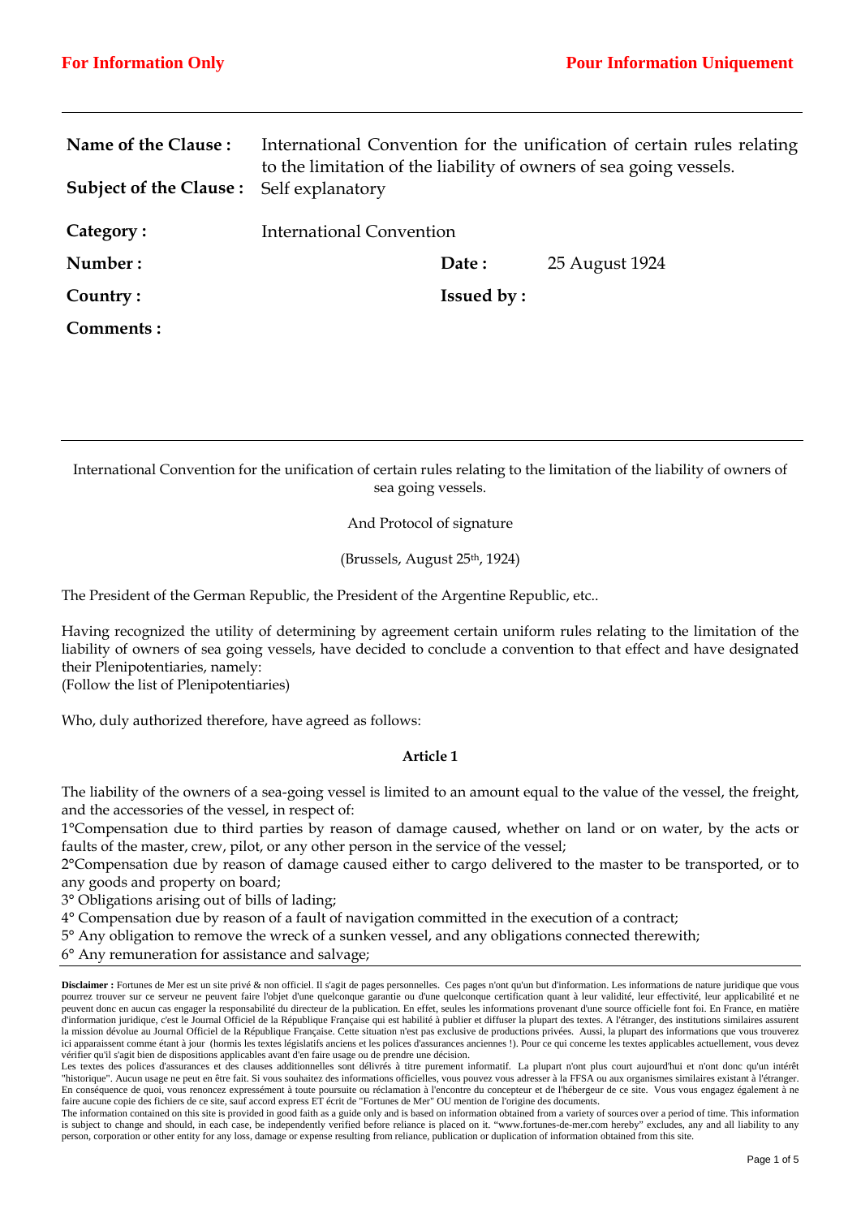| | | | |
|---|---|---|---|
| **Name of the Clause :** | International Convention for the unification of certain rules relating to the limitation of the liability of owners of sea going vessels. | | |
| **Subject of the Clause :** | Self explanatory | | |
| **Category :** | International Convention | | |
| **Number :** | | **Date :** | 25 August 1924 |
| **Country :** | | **Issued by :** | |
| **Comments :** | | | |

International Convention for the unification of certain rules relating to the limitation of the liability of owners of sea going vessels.

And Protocol of signature

(Brussels, August 25th, 1924)

The President of the German Republic, the President of the Argentine Republic, etc..

Having recognized the utility of determining by agreement certain uniform rules relating to the limitation of the liability of owners of sea going vessels, have decided to conclude a convention to that effect and have designated their Plenipotentiaries, namely:
(Follow the list of Plenipotentiaries)

Who, duly authorized therefore, have agreed as follows:

**Article 1**

The liability of the owners of a sea-going vessel is limited to an amount equal to the value of the vessel, the freight, and the accessories of the vessel, in respect of:

1°Compensation due to third parties by reason of damage caused, whether on land or on water, by the acts or faults of the master, crew, pilot, or any other person in the service of the vessel;

2°Compensation due by reason of damage caused either to cargo delivered to the master to be transported, or to any goods and property on board;

3° Obligations arising out of bills of lading;

4° Compensation due by reason of a fault of navigation committed in the execution of a contract;

5° Any obligation to remove the wreck of a sunken vessel, and any obligations connected therewith;

6° Any remuneration for assistance and salvage;

**Disclaimer :** Fortunes de Mer est un site privé & non officiel. Il s'agit de pages personnelles. Ces pages n'ont qu'un but d'information. Les informations de nature juridique que vous pourrez trouver sur ce serveur ne peuvent faire l'objet d'une quelconque garantie ou d'une quelconque certification quant à leur validité, leur effectivité, leur applicabilité et ne peuvent donc en aucun cas engager la responsabilité du directeur de la publication. En effet, seules les informations provenant d'une source officielle font foi. En France, en matière d'information juridique, c'est le Journal Officiel de la République Française qui est habilité à publier et diffuser la plupart des textes. A l'étranger, des institutions similaires assurent la mission dévolue au Journal Officiel de la République Française. Cette situation n'est pas exclusive de productions privées. Aussi, la plupart des informations que vous trouverez ici apparaissent comme étant à jour (hormis les textes législatifs anciens et les polices d'assurances anciennes !). Pour ce qui concerne les textes applicables actuellement, vous devez vérifier qu'il s'agit bien de dispositions applicables avant d'en faire usage ou de prendre une décision.
Les textes des polices d'assurances et des clauses additionnelles sont délivrés à titre purement informatif. La plupart n'ont plus court aujourd'hui et n'ont donc qu'un intérêt "historique". Aucun usage ne peut en être fait. Si vous souhaitez des informations officielles, vous pouvez vous adresser à la FFSA ou aux organismes similaires existant à l'étranger. En conséquence de quoi, vous renoncez expressément à toute poursuite ou réclamation à l'encontre du concepteur et de l'hébergeur de ce site. Vous vous engagez également à ne faire aucune copie des fichiers de ce site, sauf accord express ET écrit de "Fortunes de Mer" OU mention de l'origine des documents.
The information contained on this site is provided in good faith as a guide only and is based on information obtained from a variety of sources over a period of time. This information is subject to change and should, in each case, be independently verified before reliance is placed on it. "www.fortunes-de-mer.com hereby" excludes, any and all liability to any person, corporation or other entity for any loss, damage or expense resulting from reliance, publication or duplication of information obtained from this site.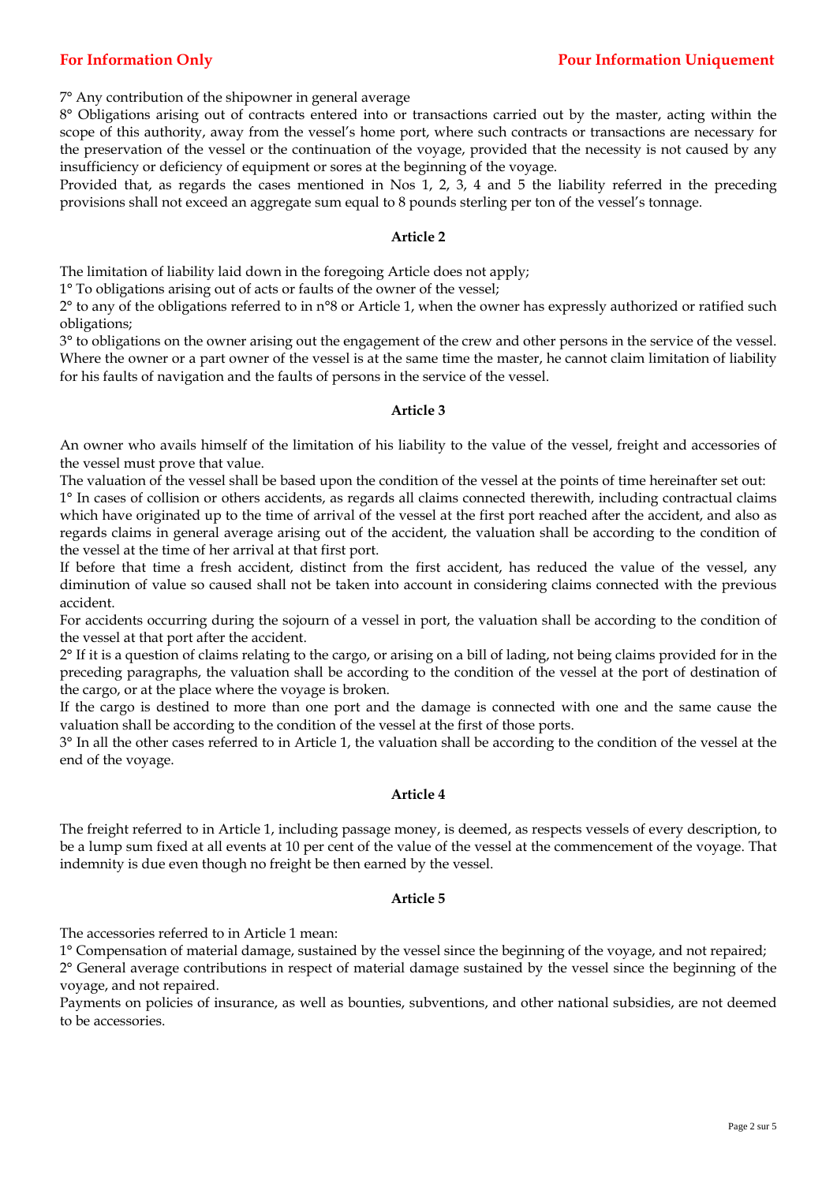7° Any contribution of the shipowner in general average

8° Obligations arising out of contracts entered into or transactions carried out by the master, acting within the scope of this authority, away from the vessel's home port, where such contracts or transactions are necessary for the preservation of the vessel or the continuation of the voyage, provided that the necessity is not caused by any insufficiency or deficiency of equipment or sores at the beginning of the voyage.

Provided that, as regards the cases mentioned in Nos 1, 2, 3, 4 and 5 the liability referred in the preceding provisions shall not exceed an aggregate sum equal to 8 pounds sterling per ton of the vessel's tonnage.

**Article 2**

The limitation of liability laid down in the foregoing Article does not apply;

1° To obligations arising out of acts or faults of the owner of the vessel;

2° to any of the obligations referred to in n°8 or Article 1, when the owner has expressly authorized or ratified such obligations;

3° to obligations on the owner arising out the engagement of the crew and other persons in the service of the vessel.

Where the owner or a part owner of the vessel is at the same time the master, he cannot claim limitation of liability for his faults of navigation and the faults of persons in the service of the vessel.

**Article 3**

An owner who avails himself of the limitation of his liability to the value of the vessel, freight and accessories of the vessel must prove that value.

The valuation of the vessel shall be based upon the condition of the vessel at the points of time hereinafter set out:

1° In cases of collision or others accidents, as regards all claims connected therewith, including contractual claims which have originated up to the time of arrival of the vessel at the first port reached after the accident, and also as regards claims in general average arising out of the accident, the valuation shall be according to the condition of the vessel at the time of her arrival at that first port.

If before that time a fresh accident, distinct from the first accident, has reduced the value of the vessel, any diminution of value so caused shall not be taken into account in considering claims connected with the previous accident.

For accidents occurring during the sojourn of a vessel in port, the valuation shall be according to the condition of the vessel at that port after the accident.

2° If it is a question of claims relating to the cargo, or arising on a bill of lading, not being claims provided for in the preceding paragraphs, the valuation shall be according to the condition of the vessel at the port of destination of the cargo, or at the place where the voyage is broken.

If the cargo is destined to more than one port and the damage is connected with one and the same cause the valuation shall be according to the condition of the vessel at the first of those ports.

3° In all the other cases referred to in Article 1, the valuation shall be according to the condition of the vessel at the end of the voyage.

**Article 4**

The freight referred to in Article 1, including passage money, is deemed, as respects vessels of every description, to be a lump sum fixed at all events at 10 per cent of the value of the vessel at the commencement of the voyage. That indemnity is due even though no freight be then earned by the vessel.

**Article 5**

The accessories referred to in Article 1 mean:

1° Compensation of material damage, sustained by the vessel since the beginning of the voyage, and not repaired;

2° General average contributions in respect of material damage sustained by the vessel since the beginning of the voyage, and not repaired.

Payments on policies of insurance, as well as bounties, subventions, and other national subsidies, are not deemed to be accessories.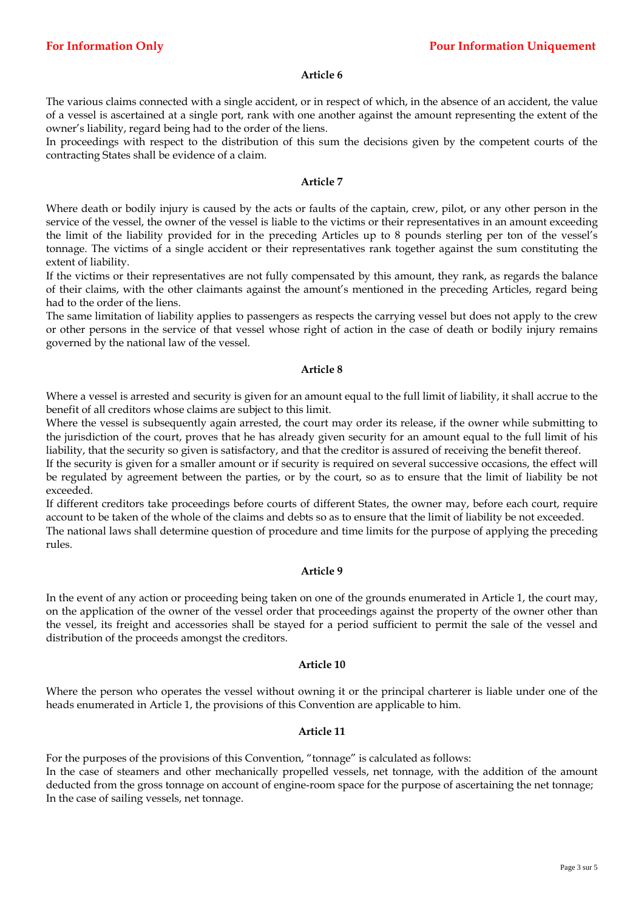### Article 6

The various claims connected with a single accident, or in respect of which, in the absence of an accident, the value of a vessel is ascertained at a single port, rank with one another against the amount representing the extent of the owner's liability, regard being had to the order of the liens.

In proceedings with respect to the distribution of this sum the decisions given by the competent courts of the contracting States shall be evidence of a claim.

### Article 7

Where death or bodily injury is caused by the acts or faults of the captain, crew, pilot, or any other person in the service of the vessel, the owner of the vessel is liable to the victims or their representatives in an amount exceeding the limit of the liability provided for in the preceding Articles up to 8 pounds sterling per ton of the vessel's tonnage. The victims of a single accident or their representatives rank together against the sum constituting the extent of liability.

If the victims or their representatives are not fully compensated by this amount, they rank, as regards the balance of their claims, with the other claimants against the amount's mentioned in the preceding Articles, regard being had to the order of the liens.

The same limitation of liability applies to passengers as respects the carrying vessel but does not apply to the crew or other persons in the service of that vessel whose right of action in the case of death or bodily injury remains governed by the national law of the vessel.

### Article 8

Where a vessel is arrested and security is given for an amount equal to the full limit of liability, it shall accrue to the benefit of all creditors whose claims are subject to this limit.

Where the vessel is subsequently again arrested, the court may order its release, if the owner while submitting to the jurisdiction of the court, proves that he has already given security for an amount equal to the full limit of his liability, that the security so given is satisfactory, and that the creditor is assured of receiving the benefit thereof.

If the security is given for a smaller amount or if security is required on several successive occasions, the effect will be regulated by agreement between the parties, or by the court, so as to ensure that the limit of liability be not exceeded.

If different creditors take proceedings before courts of different States, the owner may, before each court, require account to be taken of the whole of the claims and debts so as to ensure that the limit of liability be not exceeded.

The national laws shall determine question of procedure and time limits for the purpose of applying the preceding rules.

### Article 9

In the event of any action or proceeding being taken on one of the grounds enumerated in Article 1, the court may, on the application of the owner of the vessel order that proceedings against the property of the owner other than the vessel, its freight and accessories shall be stayed for a period sufficient to permit the sale of the vessel and distribution of the proceeds amongst the creditors.

### Article 10

Where the person who operates the vessel without owning it or the principal charterer is liable under one of the heads enumerated in Article 1, the provisions of this Convention are applicable to him.

### Article 11

For the purposes of the provisions of this Convention, "tonnage" is calculated as follows:

In the case of steamers and other mechanically propelled vessels, net tonnage, with the addition of the amount deducted from the gross tonnage on account of engine-room space for the purpose of ascertaining the net tonnage;

In the case of sailing vessels, net tonnage.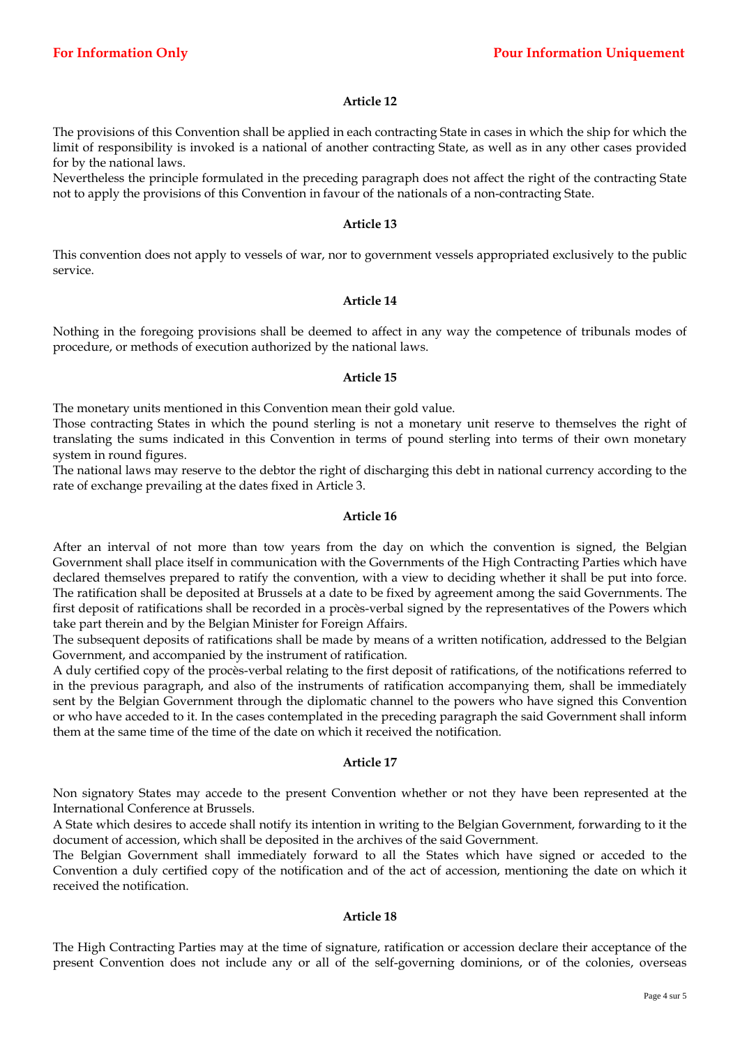### Article 12

The provisions of this Convention shall be applied in each contracting State in cases in which the ship for which the limit of responsibility is invoked is a national of another contracting State, as well as in any other cases provided for by the national laws.
Nevertheless the principle formulated in the preceding paragraph does not affect the right of the contracting State not to apply the provisions of this Convention in favour of the nationals of a non-contracting State.

### Article 13

This convention does not apply to vessels of war, nor to government vessels appropriated exclusively to the public service.

### Article 14

Nothing in the foregoing provisions shall be deemed to affect in any way the competence of tribunals modes of procedure, or methods of execution authorized by the national laws.

### Article 15

The monetary units mentioned in this Convention mean their gold value.
Those contracting States in which the pound sterling is not a monetary unit reserve to themselves the right of translating the sums indicated in this Convention in terms of pound sterling into terms of their own monetary system in round figures.
The national laws may reserve to the debtor the right of discharging this debt in national currency according to the rate of exchange prevailing at the dates fixed in Article 3.

### Article 16

After an interval of not more than tow years from the day on which the convention is signed, the Belgian Government shall place itself in communication with the Governments of the High Contracting Parties which have declared themselves prepared to ratify the convention, with a view to deciding whether it shall be put into force. The ratification shall be deposited at Brussels at a date to be fixed by agreement among the said Governments. The first deposit of ratifications shall be recorded in a procès-verbal signed by the representatives of the Powers which take part therein and by the Belgian Minister for Foreign Affairs.
The subsequent deposits of ratifications shall be made by means of a written notification, addressed to the Belgian Government, and accompanied by the instrument of ratification.
A duly certified copy of the procès-verbal relating to the first deposit of ratifications, of the notifications referred to in the previous paragraph, and also of the instruments of ratification accompanying them, shall be immediately sent by the Belgian Government through the diplomatic channel to the powers who have signed this Convention or who have acceded to it. In the cases contemplated in the preceding paragraph the said Government shall inform them at the same time of the time of the date on which it received the notification.

### Article 17

Non signatory States may accede to the present Convention whether or not they have been represented at the International Conference at Brussels.
A State which desires to accede shall notify its intention in writing to the Belgian Government, forwarding to it the document of accession, which shall be deposited in the archives of the said Government.
The Belgian Government shall immediately forward to all the States which have signed or acceded to the Convention a duly certified copy of the notification and of the act of accession, mentioning the date on which it received the notification.

### Article 18

The High Contracting Parties may at the time of signature, ratification or accession declare their acceptance of the present Convention does not include any or all of the self-governing dominions, or of the colonies, overseas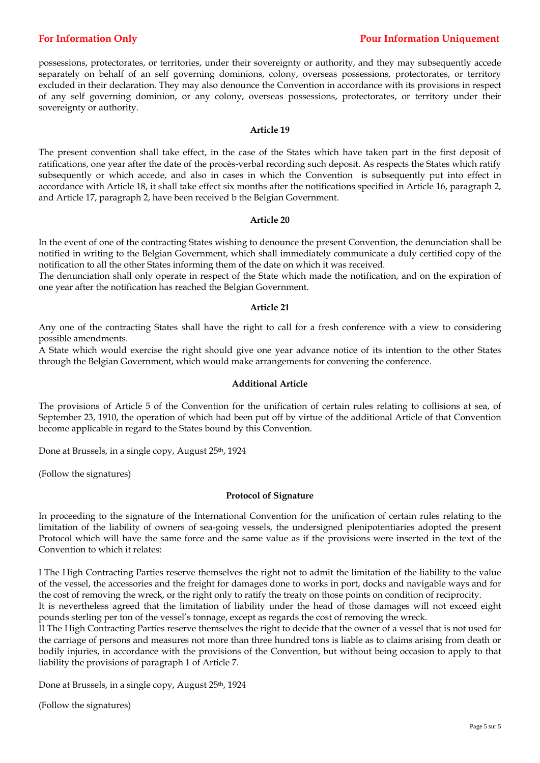possessions, protectorates, or territories, under their sovereignty or authority, and they may subsequently accede separately on behalf of an self governing dominions, colony, overseas possessions, protectorates, or territory excluded in their declaration. They may also denounce the Convention in accordance with its provisions in respect of any self governing dominion, or any colony, overseas possessions, protectorates, or territory under their sovereignty or authority.

**Article 19**

The present convention shall take effect, in the case of the States which have taken part in the first deposit of ratifications, one year after the date of the procès-verbal recording such deposit. As respects the States which ratify subsequently or which accede, and also in cases in which the Convention is subsequently put into effect in accordance with Article 18, it shall take effect six months after the notifications specified in Article 16, paragraph 2, and Article 17, paragraph 2, have been received b the Belgian Government.

**Article 20**

In the event of one of the contracting States wishing to denounce the present Convention, the denunciation shall be notified in writing to the Belgian Government, which shall immediately communicate a duly certified copy of the notification to all the other States informing them of the date on which it was received.
The denunciation shall only operate in respect of the State which made the notification, and on the expiration of one year after the notification has reached the Belgian Government.

**Article 21**

Any one of the contracting States shall have the right to call for a fresh conference with a view to considering possible amendments.
A State which would exercise the right should give one year advance notice of its intention to the other States through the Belgian Government, which would make arrangements for convening the conference.

**Additional Article**

The provisions of Article 5 of the Convention for the unification of certain rules relating to collisions at sea, of September 23, 1910, the operation of which had been put off by virtue of the additional Article of that Convention become applicable in regard to the States bound by this Convention.

Done at Brussels, in a single copy, August 25th, 1924

(Follow the signatures)

**Protocol of Signature**

In proceeding to the signature of the International Convention for the unification of certain rules relating to the limitation of the liability of owners of sea-going vessels, the undersigned plenipotentiaries adopted the present Protocol which will have the same force and the same value as if the provisions were inserted in the text of the Convention to which it relates:

I The High Contracting Parties reserve themselves the right not to admit the limitation of the liability to the value of the vessel, the accessories and the freight for damages done to works in port, docks and navigable ways and for the cost of removing the wreck, or the right only to ratify the treaty on those points on condition of reciprocity.
It is nevertheless agreed that the limitation of liability under the head of those damages will not exceed eight pounds sterling per ton of the vessel's tonnage, except as regards the cost of removing the wreck.
II The High Contracting Parties reserve themselves the right to decide that the owner of a vessel that is not used for the carriage of persons and measures not more than three hundred tons is liable as to claims arising from death or bodily injuries, in accordance with the provisions of the Convention, but without being occasion to apply to that liability the provisions of paragraph 1 of Article 7.

Done at Brussels, in a single copy, August 25th, 1924

(Follow the signatures)